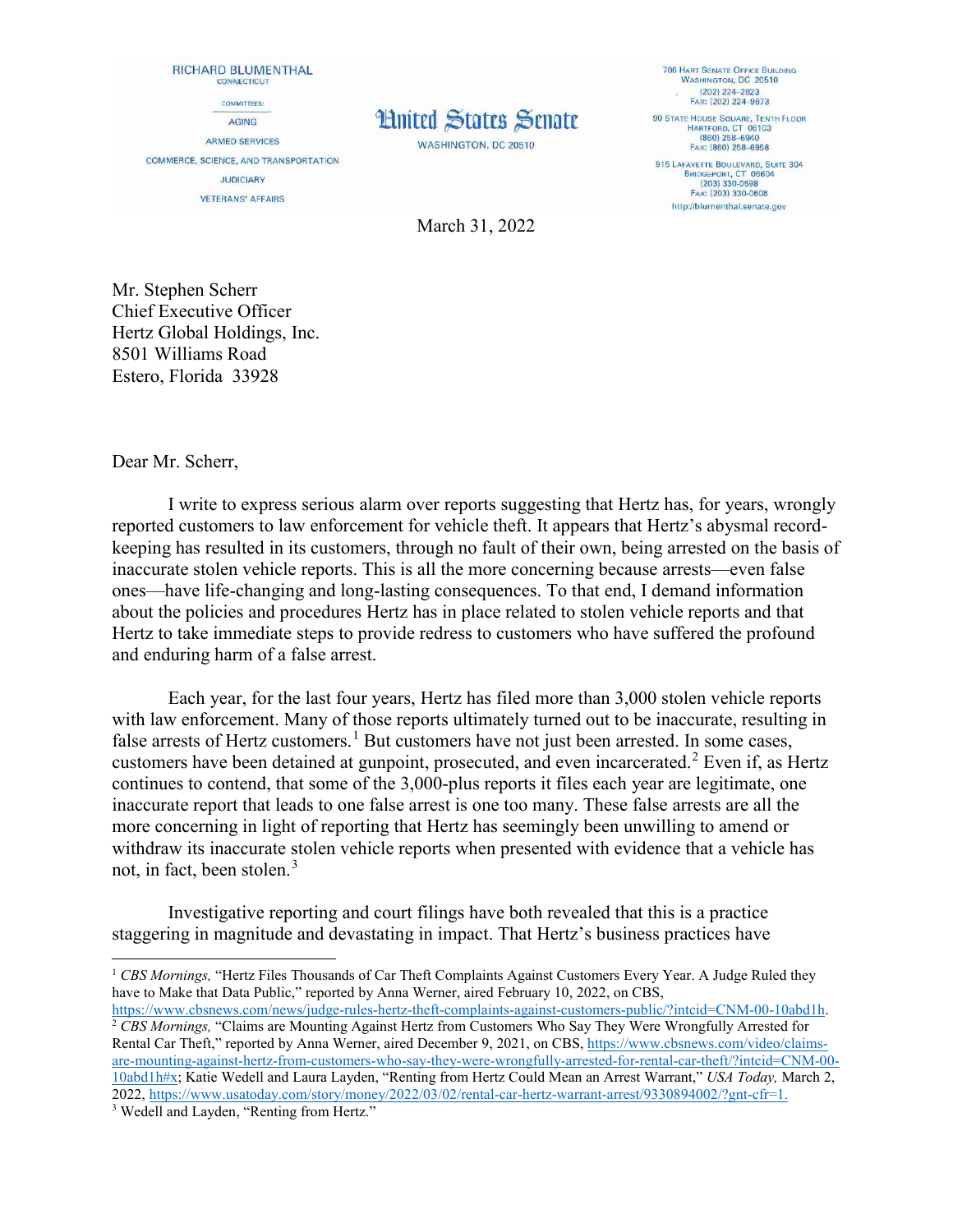RICHARD BLUMENTHAL
CONNECTICUT

COMMITTEES:
AGING
ARMED SERVICES
COMMERCE, SCIENCE, AND TRANSPORTATION
JUDICIARY
VETERANS' AFFAIRS

# United States Senate

WASHINGTON, DC 20510

706 HART SENATE OFFICE BUILDING
WASHINGTON, DC 20510
(202) 224-2823
FAX: (202) 224-9673

90 STATE HOUSE SQUARE, TENTH FLOOR
HARTFORD, CT 06103
(860) 258-6940
FAX: (860) 258-6958

915 LAFAYETTE BOULEVARD, SUITE 304
BRIDGEPORT, CT 06604
(203) 330-0598
FAX: (203) 330-0608

http://blumenthal.senate.gov

March 31, 2022

Mr. Stephen Scherr
Chief Executive Officer
Hertz Global Holdings, Inc.
8501 Williams Road
Estero, Florida 33928

Dear Mr. Scherr,

I write to express serious alarm over reports suggesting that Hertz has, for years, wrongly reported customers to law enforcement for vehicle theft. It appears that Hertz's abysmal record-keeping has resulted in its customers, through no fault of their own, being arrested on the basis of inaccurate stolen vehicle reports. This is all the more concerning because arrests—even false ones—have life-changing and long-lasting consequences. To that end, I demand information about the policies and procedures Hertz has in place related to stolen vehicle reports and that Hertz to take immediate steps to provide redress to customers who have suffered the profound and enduring harm of a false arrest.

Each year, for the last four years, Hertz has filed more than 3,000 stolen vehicle reports with law enforcement. Many of those reports ultimately turned out to be inaccurate, resulting in false arrests of Hertz customers.[1] But customers have not just been arrested. In some cases, customers have been detained at gunpoint, prosecuted, and even incarcerated.[2] Even if, as Hertz continues to contend, that some of the 3,000-plus reports it files each year are legitimate, one inaccurate report that leads to one false arrest is one too many. These false arrests are all the more concerning in light of reporting that Hertz has seemingly been unwilling to amend or withdraw its inaccurate stolen vehicle reports when presented with evidence that a vehicle has not, in fact, been stolen.[3]

Investigative reporting and court filings have both revealed that this is a practice staggering in magnitude and devastating in impact. That Hertz's business practices have

---

[1] *CBS Mornings,* "Hertz Files Thousands of Car Theft Complaints Against Customers Every Year. A Judge Ruled they have to Make that Data Public," reported by Anna Werner, aired February 10, 2022, on CBS, https://www.cbsnews.com/news/judge-rules-hertz-theft-complaints-against-customers-public/?intcid=CNM-00-10abd1h.

[2] *CBS Mornings,* "Claims are Mounting Against Hertz from Customers Who Say They Were Wrongfully Arrested for Rental Car Theft," reported by Anna Werner, aired December 9, 2021, on CBS, https://www.cbsnews.com/video/claims-are-mounting-against-hertz-from-customers-who-say-they-were-wrongfully-arrested-for-rental-car-theft/?intcid=CNM-00-10abd1h#x; Katie Wedell and Laura Layden, "Renting from Hertz Could Mean an Arrest Warrant," *USA Today,* March 2, 2022, https://www.usatoday.com/story/money/2022/03/02/rental-car-hertz-warrant-arrest/9330894002/?gnt-cfr=1.

[3] Wedell and Layden, "Renting from Hertz."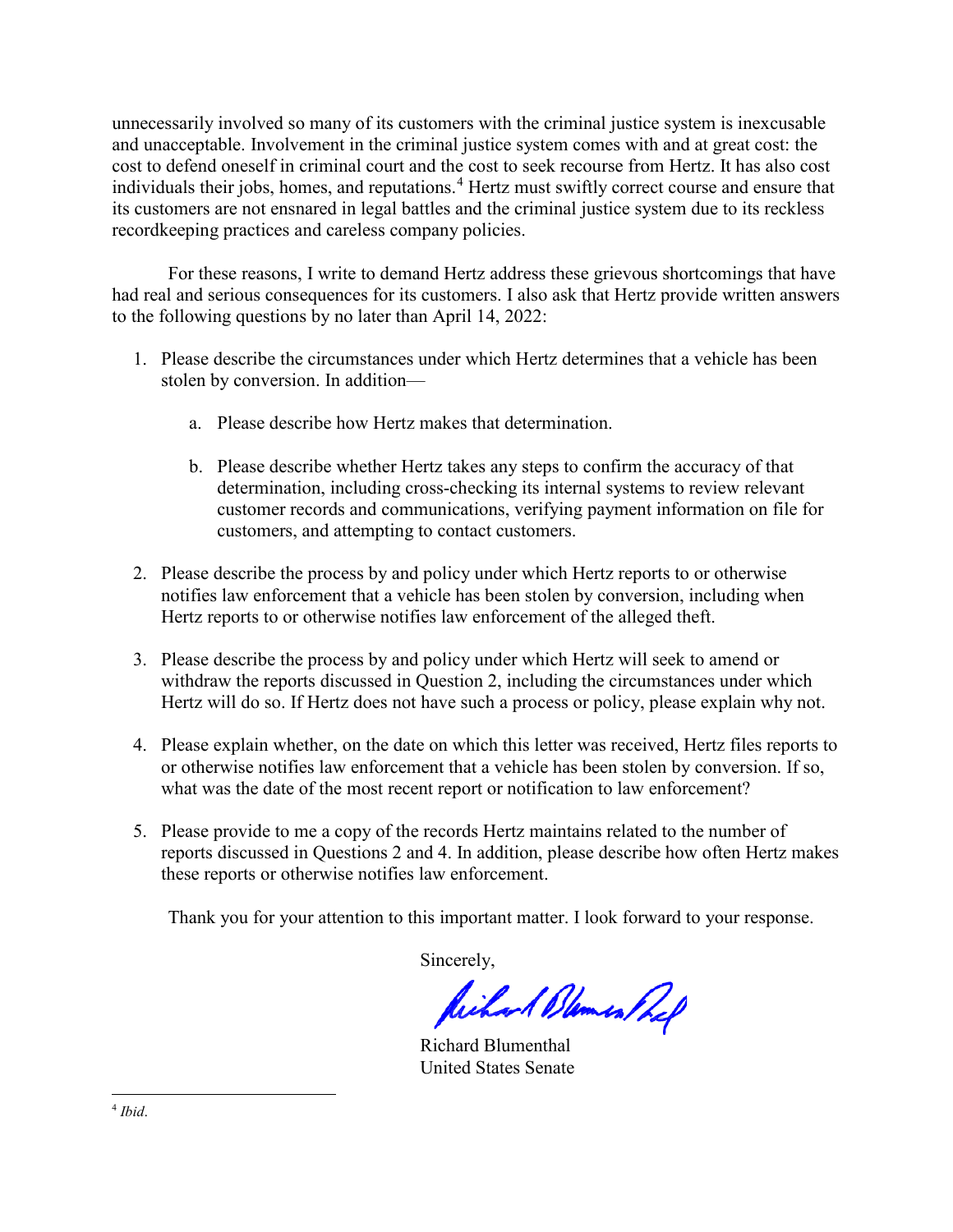unnecessarily involved so many of its customers with the criminal justice system is inexcusable and unacceptable. Involvement in the criminal justice system comes with and at great cost: the cost to defend oneself in criminal court and the cost to seek recourse from Hertz. It has also cost individuals their jobs, homes, and reputations.[4] Hertz must swiftly correct course and ensure that its customers are not ensnared in legal battles and the criminal justice system due to its reckless recordkeeping practices and careless company policies.

For these reasons, I write to demand Hertz address these grievous shortcomings that have had real and serious consequences for its customers. I also ask that Hertz provide written answers to the following questions by no later than April 14, 2022:

1. Please describe the circumstances under which Hertz determines that a vehicle has been stolen by conversion. In addition—

    a. Please describe how Hertz makes that determination.

    b. Please describe whether Hertz takes any steps to confirm the accuracy of that determination, including cross-checking its internal systems to review relevant customer records and communications, verifying payment information on file for customers, and attempting to contact customers.

2. Please describe the process by and policy under which Hertz reports to or otherwise notifies law enforcement that a vehicle has been stolen by conversion, including when Hertz reports to or otherwise notifies law enforcement of the alleged theft.

3. Please describe the process by and policy under which Hertz will seek to amend or withdraw the reports discussed in Question 2, including the circumstances under which Hertz will do so. If Hertz does not have such a process or policy, please explain why not.

4. Please explain whether, on the date on which this letter was received, Hertz files reports to or otherwise notifies law enforcement that a vehicle has been stolen by conversion. If so, what was the date of the most recent report or notification to law enforcement?

5. Please provide to me a copy of the records Hertz maintains related to the number of reports discussed in Questions 2 and 4. In addition, please describe how often Hertz makes these reports or otherwise notifies law enforcement.

Thank you for your attention to this important matter. I look forward to your response.

Sincerely,

Richard Blumenthal
United States Senate

---

[4] *Ibid*.